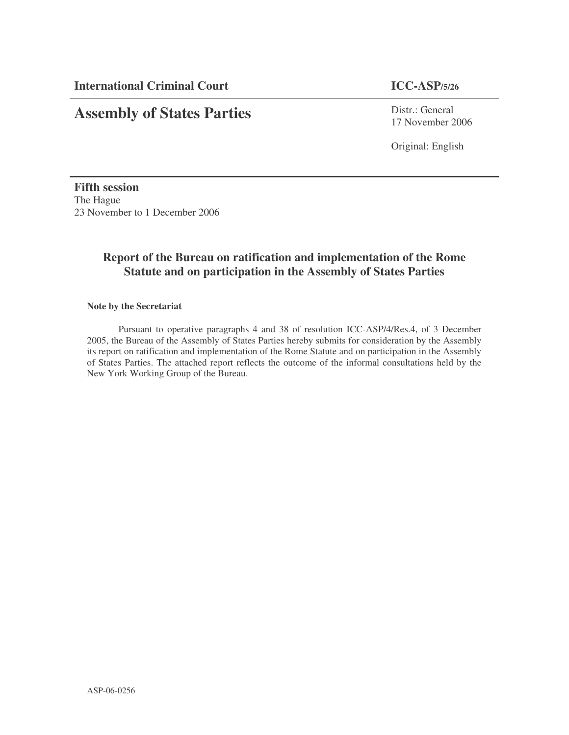**International Criminal Court** **ICC-ASP/5/26**

# Assembly of States Parties

Distr.: General
17 November 2006

Original: English

**Fifth session**
The Hague
23 November to 1 December 2006

## Report of the Bureau on ratification and implementation of the Rome Statute and on participation in the Assembly of States Parties

**Note by the Secretariat**

Pursuant to operative paragraphs 4 and 38 of resolution ICC-ASP/4/Res.4, of 3 December 2005, the Bureau of the Assembly of States Parties hereby submits for consideration by the Assembly its report on ratification and implementation of the Rome Statute and on participation in the Assembly of States Parties. The attached report reflects the outcome of the informal consultations held by the New York Working Group of the Bureau.

ASP-06-0256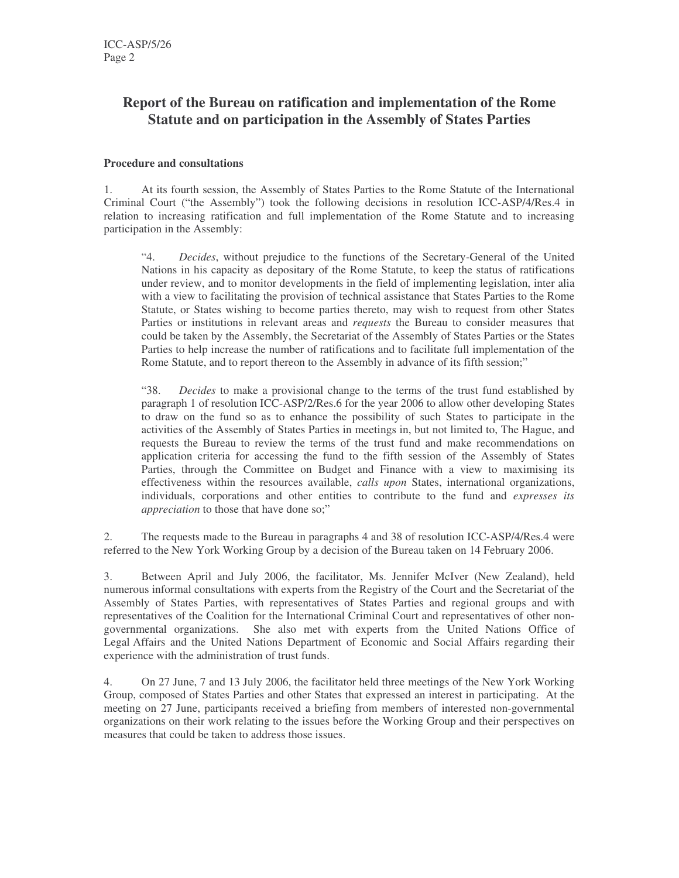## Report of the Bureau on ratification and implementation of the Rome Statute and on participation in the Assembly of States Parties

### Procedure and consultations

1. At its fourth session, the Assembly of States Parties to the Rome Statute of the International Criminal Court ("the Assembly") took the following decisions in resolution ICC-ASP/4/Res.4 in relation to increasing ratification and full implementation of the Rome Statute and to increasing participation in the Assembly:

> "4. *Decides*, without prejudice to the functions of the Secretary-General of the United Nations in his capacity as depositary of the Rome Statute, to keep the status of ratifications under review, and to monitor developments in the field of implementing legislation, inter alia with a view to facilitating the provision of technical assistance that States Parties to the Rome Statute, or States wishing to become parties thereto, may wish to request from other States Parties or institutions in relevant areas and *requests* the Bureau to consider measures that could be taken by the Assembly, the Secretariat of the Assembly of States Parties or the States Parties to help increase the number of ratifications and to facilitate full implementation of the Rome Statute, and to report thereon to the Assembly in advance of its fifth session;"
>
> "38. *Decides* to make a provisional change to the terms of the trust fund established by paragraph 1 of resolution ICC-ASP/2/Res.6 for the year 2006 to allow other developing States to draw on the fund so as to enhance the possibility of such States to participate in the activities of the Assembly of States Parties in meetings in, but not limited to, The Hague, and requests the Bureau to review the terms of the trust fund and make recommendations on application criteria for accessing the fund to the fifth session of the Assembly of States Parties, through the Committee on Budget and Finance with a view to maximising its effectiveness within the resources available, *calls upon* States, international organizations, individuals, corporations and other entities to contribute to the fund and *expresses its appreciation* to those that have done so;"

2. The requests made to the Bureau in paragraphs 4 and 38 of resolution ICC-ASP/4/Res.4 were referred to the New York Working Group by a decision of the Bureau taken on 14 February 2006.

3. Between April and July 2006, the facilitator, Ms. Jennifer McIver (New Zealand), held numerous informal consultations with experts from the Registry of the Court and the Secretariat of the Assembly of States Parties, with representatives of States Parties and regional groups and with representatives of the Coalition for the International Criminal Court and representatives of other non-governmental organizations. She also met with experts from the United Nations Office of Legal Affairs and the United Nations Department of Economic and Social Affairs regarding their experience with the administration of trust funds.

4. On 27 June, 7 and 13 July 2006, the facilitator held three meetings of the New York Working Group, composed of States Parties and other States that expressed an interest in participating. At the meeting on 27 June, participants received a briefing from members of interested non-governmental organizations on their work relating to the issues before the Working Group and their perspectives on measures that could be taken to address those issues.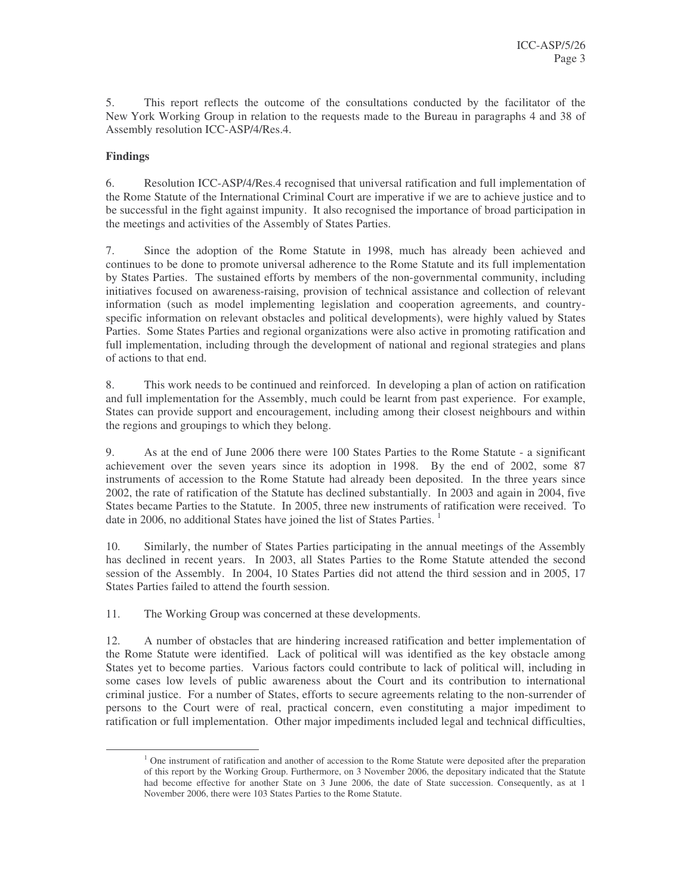5. This report reflects the outcome of the consultations conducted by the facilitator of the New York Working Group in relation to the requests made to the Bureau in paragraphs 4 and 38 of Assembly resolution ICC-ASP/4/Res.4.

**Findings**

6. Resolution ICC-ASP/4/Res.4 recognised that universal ratification and full implementation of the Rome Statute of the International Criminal Court are imperative if we are to achieve justice and to be successful in the fight against impunity. It also recognised the importance of broad participation in the meetings and activities of the Assembly of States Parties.

7. Since the adoption of the Rome Statute in 1998, much has already been achieved and continues to be done to promote universal adherence to the Rome Statute and its full implementation by States Parties. The sustained efforts by members of the non-governmental community, including initiatives focused on awareness-raising, provision of technical assistance and collection of relevant information (such as model implementing legislation and cooperation agreements, and country-specific information on relevant obstacles and political developments), were highly valued by States Parties. Some States Parties and regional organizations were also active in promoting ratification and full implementation, including through the development of national and regional strategies and plans of actions to that end.

8. This work needs to be continued and reinforced. In developing a plan of action on ratification and full implementation for the Assembly, much could be learnt from past experience. For example, States can provide support and encouragement, including among their closest neighbours and within the regions and groupings to which they belong.

9. As at the end of June 2006 there were 100 States Parties to the Rome Statute - a significant achievement over the seven years since its adoption in 1998. By the end of 2002, some 87 instruments of accession to the Rome Statute had already been deposited. In the three years since 2002, the rate of ratification of the Statute has declined substantially. In 2003 and again in 2004, five States became Parties to the Statute. In 2005, three new instruments of ratification were received. To date in 2006, no additional States have joined the list of States Parties. [1]

10. Similarly, the number of States Parties participating in the annual meetings of the Assembly has declined in recent years. In 2003, all States Parties to the Rome Statute attended the second session of the Assembly. In 2004, 10 States Parties did not attend the third session and in 2005, 17 States Parties failed to attend the fourth session.

11. The Working Group was concerned at these developments.

12. A number of obstacles that are hindering increased ratification and better implementation of the Rome Statute were identified. Lack of political will was identified as the key obstacle among States yet to become parties. Various factors could contribute to lack of political will, including in some cases low levels of public awareness about the Court and its contribution to international criminal justice. For a number of States, efforts to secure agreements relating to the non-surrender of persons to the Court were of real, practical concern, even constituting a major impediment to ratification or full implementation. Other major impediments included legal and technical difficulties,

---

[1] One instrument of ratification and another of accession to the Rome Statute were deposited after the preparation of this report by the Working Group. Furthermore, on 3 November 2006, the depositary indicated that the Statute had become effective for another State on 3 June 2006, the date of State succession. Consequently, as at 1 November 2006, there were 103 States Parties to the Rome Statute.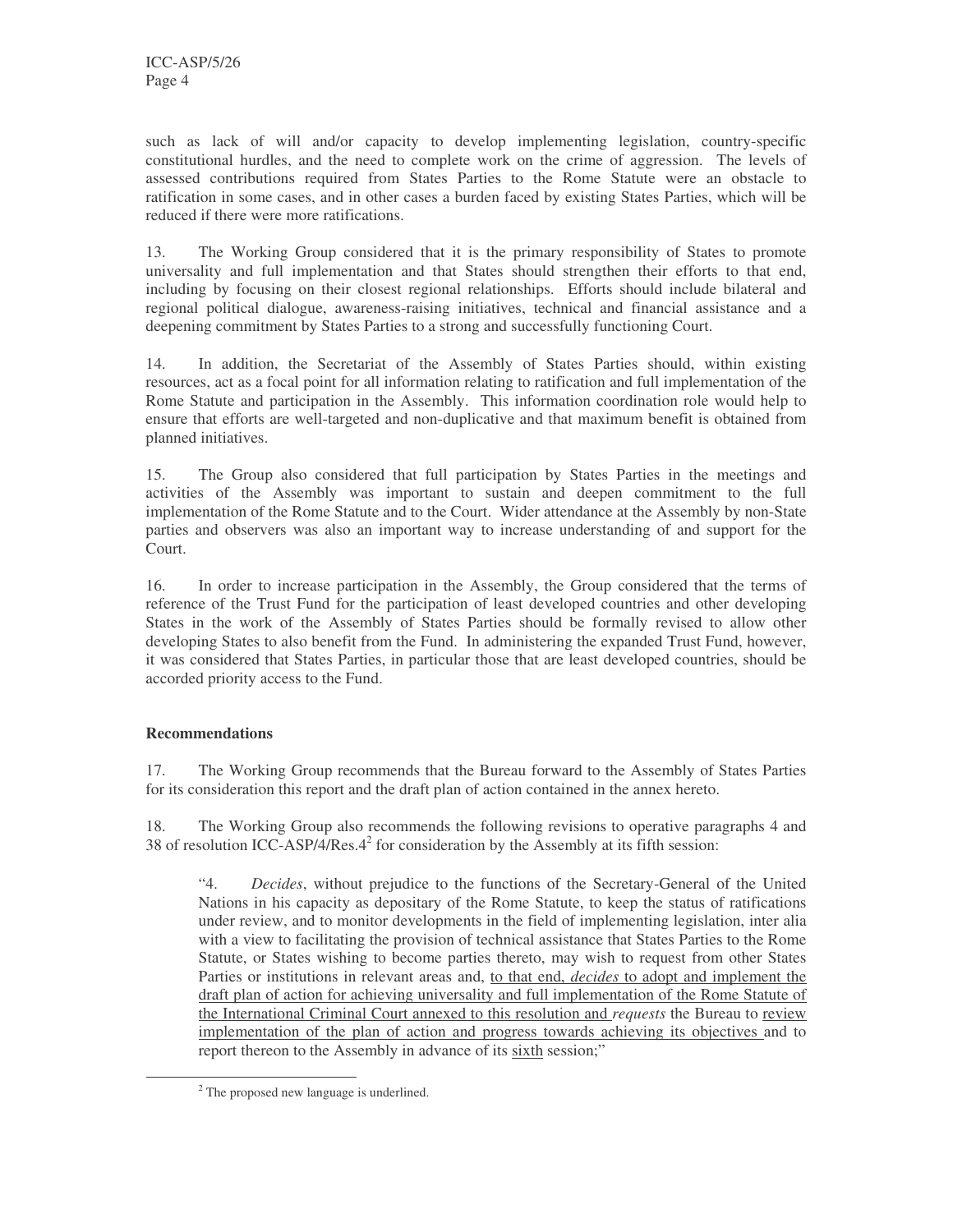such as lack of will and/or capacity to develop implementing legislation, country-specific constitutional hurdles, and the need to complete work on the crime of aggression. The levels of assessed contributions required from States Parties to the Rome Statute were an obstacle to ratification in some cases, and in other cases a burden faced by existing States Parties, which will be reduced if there were more ratifications.

13. The Working Group considered that it is the primary responsibility of States to promote universality and full implementation and that States should strengthen their efforts to that end, including by focusing on their closest regional relationships. Efforts should include bilateral and regional political dialogue, awareness-raising initiatives, technical and financial assistance and a deepening commitment by States Parties to a strong and successfully functioning Court.

14. In addition, the Secretariat of the Assembly of States Parties should, within existing resources, act as a focal point for all information relating to ratification and full implementation of the Rome Statute and participation in the Assembly. This information coordination role would help to ensure that efforts are well-targeted and non-duplicative and that maximum benefit is obtained from planned initiatives.

15. The Group also considered that full participation by States Parties in the meetings and activities of the Assembly was important to sustain and deepen commitment to the full implementation of the Rome Statute and to the Court. Wider attendance at the Assembly by non-State parties and observers was also an important way to increase understanding of and support for the Court.

16. In order to increase participation in the Assembly, the Group considered that the terms of reference of the Trust Fund for the participation of least developed countries and other developing States in the work of the Assembly of States Parties should be formally revised to allow other developing States to also benefit from the Fund. In administering the expanded Trust Fund, however, it was considered that States Parties, in particular those that are least developed countries, should be accorded priority access to the Fund.

**Recommendations**

17. The Working Group recommends that the Bureau forward to the Assembly of States Parties for its consideration this report and the draft plan of action contained in the annex hereto.

18. The Working Group also recommends the following revisions to operative paragraphs 4 and 38 of resolution ICC-ASP/4/Res.4[2] for consideration by the Assembly at its fifth session:

> "4. *Decides*, without prejudice to the functions of the Secretary-General of the United Nations in his capacity as depositary of the Rome Statute, to keep the status of ratifications under review, and to monitor developments in the field of implementing legislation, inter alia with a view to facilitating the provision of technical assistance that States Parties to the Rome Statute, or States wishing to become parties thereto, may wish to request from other States Parties or institutions in relevant areas and, <u>to that end, *decides* to adopt and implement the draft plan of action for achieving universality and full implementation of the Rome Statute of the International Criminal Court annexed to this resolution and *requests*</u> the Bureau to <u>review implementation of the plan of action and progress towards achieving its objectives</u> and to report thereon to the Assembly in advance of its <u>sixth</u> session;"

[2] The proposed new language is underlined.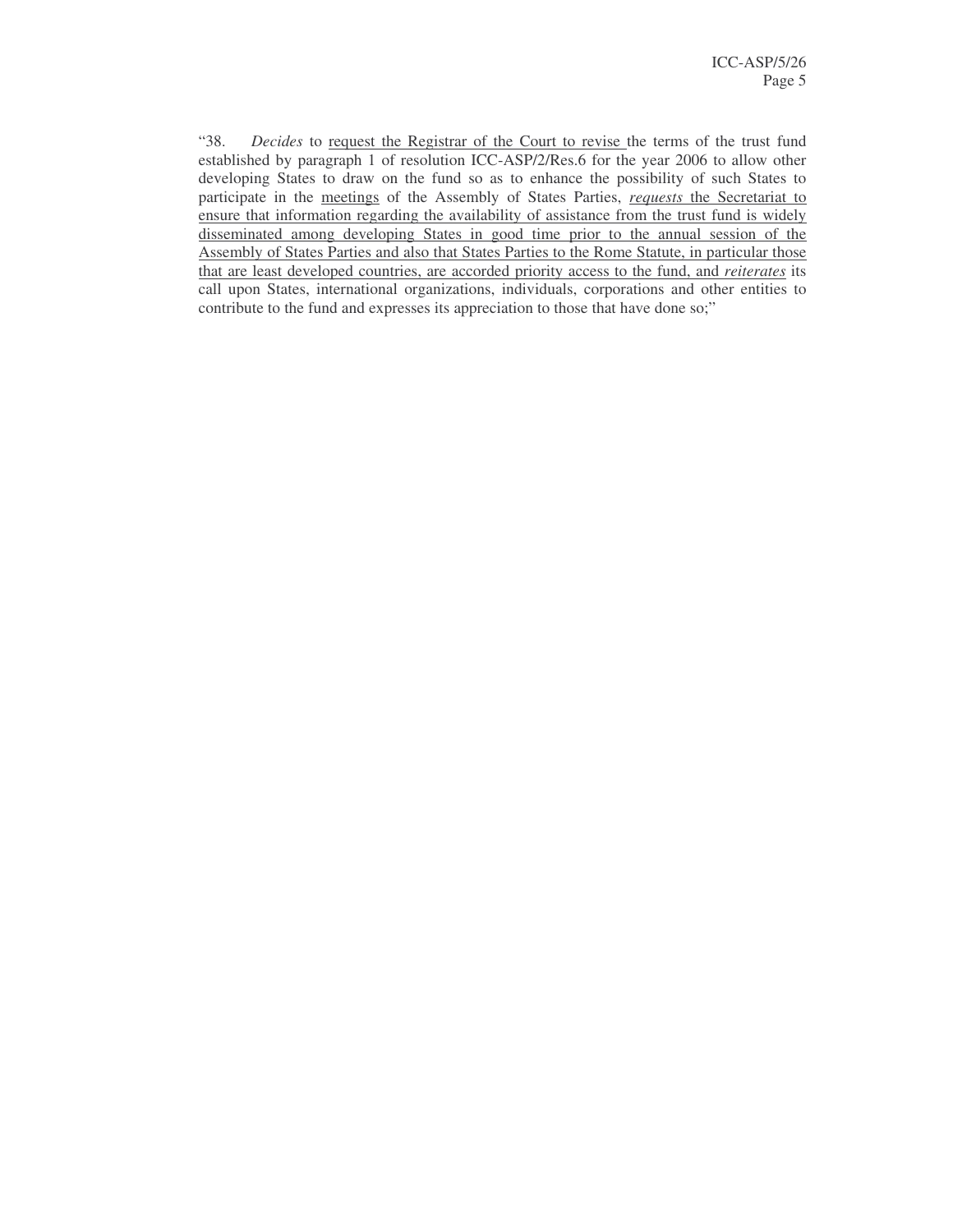"38. *Decides* to <u>request the Registrar of the Court to revise</u> the terms of the trust fund established by paragraph 1 of resolution ICC-ASP/2/Res.6 for the year 2006 to allow other developing States to draw on the fund so as to enhance the possibility of such States to participate in the <u>meetings</u> of the Assembly of States Parties, <u>*requests* the Secretariat to ensure that information regarding the availability of assistance from the trust fund is widely disseminated among developing States in good time prior to the annual session of the Assembly of States Parties and also that States Parties to the Rome Statute, in particular those that are least developed countries, are accorded priority access to the fund, and *reiterates*</u> its call upon States, international organizations, individuals, corporations and other entities to contribute to the fund and expresses its appreciation to those that have done so;"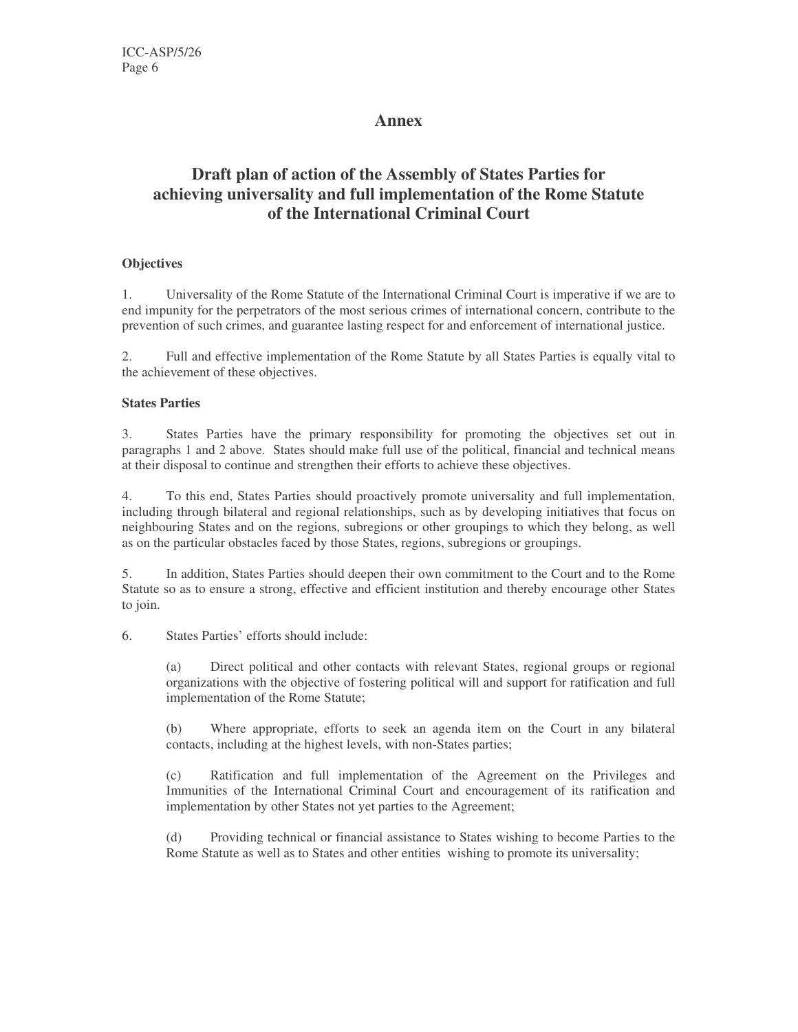# Annex

## Draft plan of action of the Assembly of States Parties for achieving universality and full implementation of the Rome Statute of the International Criminal Court

**Objectives**

1. Universality of the Rome Statute of the International Criminal Court is imperative if we are to end impunity for the perpetrators of the most serious crimes of international concern, contribute to the prevention of such crimes, and guarantee lasting respect for and enforcement of international justice.

2. Full and effective implementation of the Rome Statute by all States Parties is equally vital to the achievement of these objectives.

**States Parties**

3. States Parties have the primary responsibility for promoting the objectives set out in paragraphs 1 and 2 above. States should make full use of the political, financial and technical means at their disposal to continue and strengthen their efforts to achieve these objectives.

4. To this end, States Parties should proactively promote universality and full implementation, including through bilateral and regional relationships, such as by developing initiatives that focus on neighbouring States and on the regions, subregions or other groupings to which they belong, as well as on the particular obstacles faced by those States, regions, subregions or groupings.

5. In addition, States Parties should deepen their own commitment to the Court and to the Rome Statute so as to ensure a strong, effective and efficient institution and thereby encourage other States to join.

6. States Parties' efforts should include:

(a) Direct political and other contacts with relevant States, regional groups or regional organizations with the objective of fostering political will and support for ratification and full implementation of the Rome Statute;

(b) Where appropriate, efforts to seek an agenda item on the Court in any bilateral contacts, including at the highest levels, with non-States parties;

(c) Ratification and full implementation of the Agreement on the Privileges and Immunities of the International Criminal Court and encouragement of its ratification and implementation by other States not yet parties to the Agreement;

(d) Providing technical or financial assistance to States wishing to become Parties to the Rome Statute as well as to States and other entities wishing to promote its universality;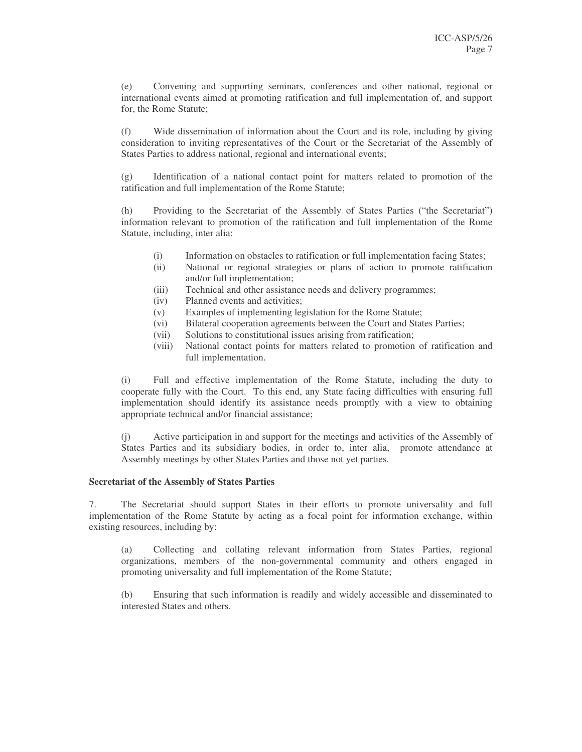(e) Convening and supporting seminars, conferences and other national, regional or international events aimed at promoting ratification and full implementation of, and support for, the Rome Statute;

(f) Wide dissemination of information about the Court and its role, including by giving consideration to inviting representatives of the Court or the Secretariat of the Assembly of States Parties to address national, regional and international events;

(g) Identification of a national contact point for matters related to promotion of the ratification and full implementation of the Rome Statute;

(h) Providing to the Secretariat of the Assembly of States Parties ("the Secretariat") information relevant to promotion of the ratification and full implementation of the Rome Statute, including, inter alia:

- (i) Information on obstacles to ratification or full implementation facing States;
- (ii) National or regional strategies or plans of action to promote ratification and/or full implementation;
- (iii) Technical and other assistance needs and delivery programmes;
- (iv) Planned events and activities;
- (v) Examples of implementing legislation for the Rome Statute;
- (vi) Bilateral cooperation agreements between the Court and States Parties;
- (vii) Solutions to constitutional issues arising from ratification;
- (viii) National contact points for matters related to promotion of ratification and full implementation.

(i) Full and effective implementation of the Rome Statute, including the duty to cooperate fully with the Court. To this end, any State facing difficulties with ensuring full implementation should identify its assistance needs promptly with a view to obtaining appropriate technical and/or financial assistance;

(j) Active participation in and support for the meetings and activities of the Assembly of States Parties and its subsidiary bodies, in order to, inter alia, promote attendance at Assembly meetings by other States Parties and those not yet parties.

**Secretariat of the Assembly of States Parties**

7. The Secretariat should support States in their efforts to promote universality and full implementation of the Rome Statute by acting as a focal point for information exchange, within existing resources, including by:

(a) Collecting and collating relevant information from States Parties, regional organizations, members of the non-governmental community and others engaged in promoting universality and full implementation of the Rome Statute;

(b) Ensuring that such information is readily and widely accessible and disseminated to interested States and others.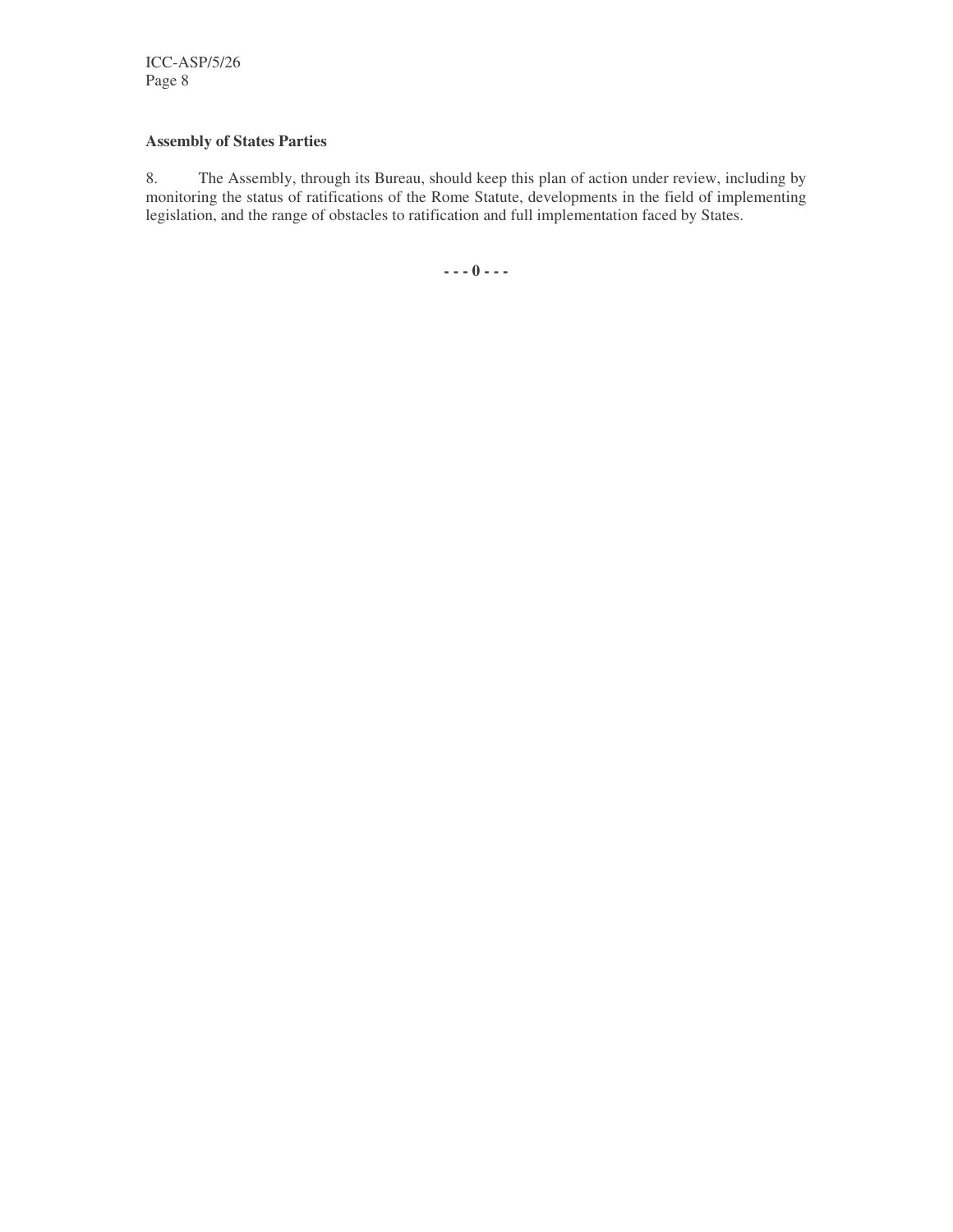**Assembly of States Parties**

8. The Assembly, through its Bureau, should keep this plan of action under review, including by monitoring the status of ratifications of the Rome Statute, developments in the field of implementing legislation, and the range of obstacles to ratification and full implementation faced by States.

- - - 0 - - -